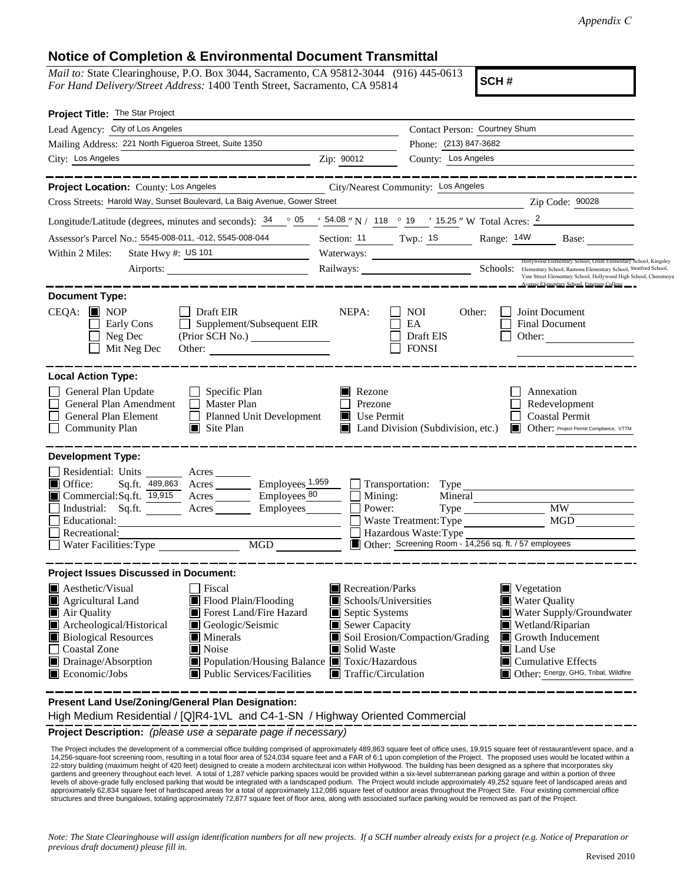*Appendix C*

# Notice of Completion & Environmental Document Transmittal

*Mail to:* State Clearinghouse, P.O. Box 3044, Sacramento, CA 95812-3044 (916) 445-0613
*For Hand Delivery/Street Address:* 1400 Tenth Street, Sacramento, CA 95814

**SCH #**

**Project Title:** The Star Project

Lead Agency: City of Los Angeles — Contact Person: Courtney Shum
Mailing Address: 221 North Figueroa Street, Suite 1350 — Phone: (213) 847-3682
City: Los Angeles — Zip: 90012 — County: Los Angeles

**Project Location:** County: Los Angeles — City/Nearest Community: Los Angeles
Cross Streets: Harold Way, Sunset Boulevard, La Baig Avenue, Gower Street — Zip Code: 90028
Longitude/Latitude (degrees, minutes and seconds): 34 ° 05 ′ 54.08 ″ N / 118 ° 19 ′ 15.25 ″ W Total Acres: 2
Assessor's Parcel No.: 5545-008-011, -012, 5545-008-044 — Section: 11 Twp.: 1S Range: 14W Base:
Within 2 Miles: State Hwy #: US 101 — Waterways: — Airports: — Railways: — Schools: Hollywood Elementary School, Grant Elementary School, Kingsley Elementary School, Ramona Elementary School, Stratford School, Vine Street Elementary School, Hollywood High School, Cheremoya Avenue Elementary School, Emerson College

**Document Type:**

CEQA: ■ NOP ☐ Early Cons ☐ Neg Dec ☐ Mit Neg Dec ☐ Draft EIR ☐ Supplement/Subsequent EIR (Prior SCH No.) ____ Other: ____
NEPA: ☐ NOI ☐ EA ☐ Draft EIS ☐ FONSI
Other: ☐ Joint Document ☐ Final Document ☐ Other: ____

**Local Action Type:**

☐ General Plan Update ☐ General Plan Amendment ☐ General Plan Element ☐ Community Plan
☐ Specific Plan ☐ Master Plan ☐ Planned Unit Development ■ Site Plan
■ Rezone ☐ Prezone ■ Use Permit ■ Land Division (Subdivision, etc.)
☐ Annexation ☐ Redevelopment ☐ Coastal Permit ■ Other: Project Permit Compliance, VTTM

**Development Type:**

☐ Residential: Units ____ Acres ____
■ Office: Sq.ft. 489,863 Acres ____ Employees 1,959
■ Commercial: Sq.ft. 19,915 Acres ____ Employees 80
☐ Industrial: Sq.ft. ____ Acres ____ Employees ____
☐ Educational:
☐ Recreational:
☐ Water Facilities: Type ____ MGD ____
☐ Transportation: Type
☐ Mining: Mineral
☐ Power: Type ____ MW ____
☐ Waste Treatment: Type ____ MGD ____
☐ Hazardous Waste: Type
■ Other: Screening Room - 14,256 sq. ft. / 57 employees

**Project Issues Discussed in Document:**

■ Aesthetic/Visual ■ Agricultural Land ■ Air Quality ■ Archeological/Historical ■ Biological Resources ☐ Coastal Zone ■ Drainage/Absorption ■ Economic/Jobs
☐ Fiscal ■ Flood Plain/Flooding ■ Forest Land/Fire Hazard ■ Geologic/Seismic ■ Minerals ■ Noise ■ Population/Housing Balance ■ Public Services/Facilities
■ Recreation/Parks ■ Schools/Universities ■ Septic Systems ■ Sewer Capacity ■ Soil Erosion/Compaction/Grading ■ Solid Waste ■ Toxic/Hazardous ■ Traffic/Circulation
■ Vegetation ■ Water Quality ■ Water Supply/Groundwater ■ Wetland/Riparian ■ Growth Inducement ■ Land Use ■ Cumulative Effects ■ Other: Energy, GHG, Tribal, Wildfire

**Present Land Use/Zoning/General Plan Designation:**

High Medium Residential / [Q]R4-1VL and C4-1-SN / Highway Oriented Commercial

**Project Description:** *(please use a separate page if necessary)*

The Project includes the development of a commercial office building comprised of approximately 489,863 square feet of office uses, 19,915 square feet of restaurant/event space, and a 14,256-square-foot screening room, resulting in a total floor area of 524,034 square feet and a FAR of 6:1 upon completion of the Project. The proposed uses would be located within a 22-story building (maximum height of 420 feet) designed to create a modern architectural icon within Hollywood. The building has been designed as a sphere that incorporates sky gardens and greenery throughout each level. A total of 1,287 vehicle parking spaces would be provided within a six-level subterranean parking garage and within a portion of three levels of above-grade fully enclosed parking that would be integrated with a landscaped podium. The Project would include approximately 49,252 square feet of landscaped areas and approximately 62,834 square feet of hardscaped areas for a total of approximately 112,086 square feet of outdoor areas throughout the Project Site. Four existing commercial office structures and three bungalows, totaling approximately 72,877 square feet of floor area, along with associated surface parking would be removed as part of the Project.

*Note: The State Clearinghouse will assign identification numbers for all new projects. If a SCH number already exists for a project (e.g. Notice of Preparation or previous draft document) please fill in.*

Revised 2010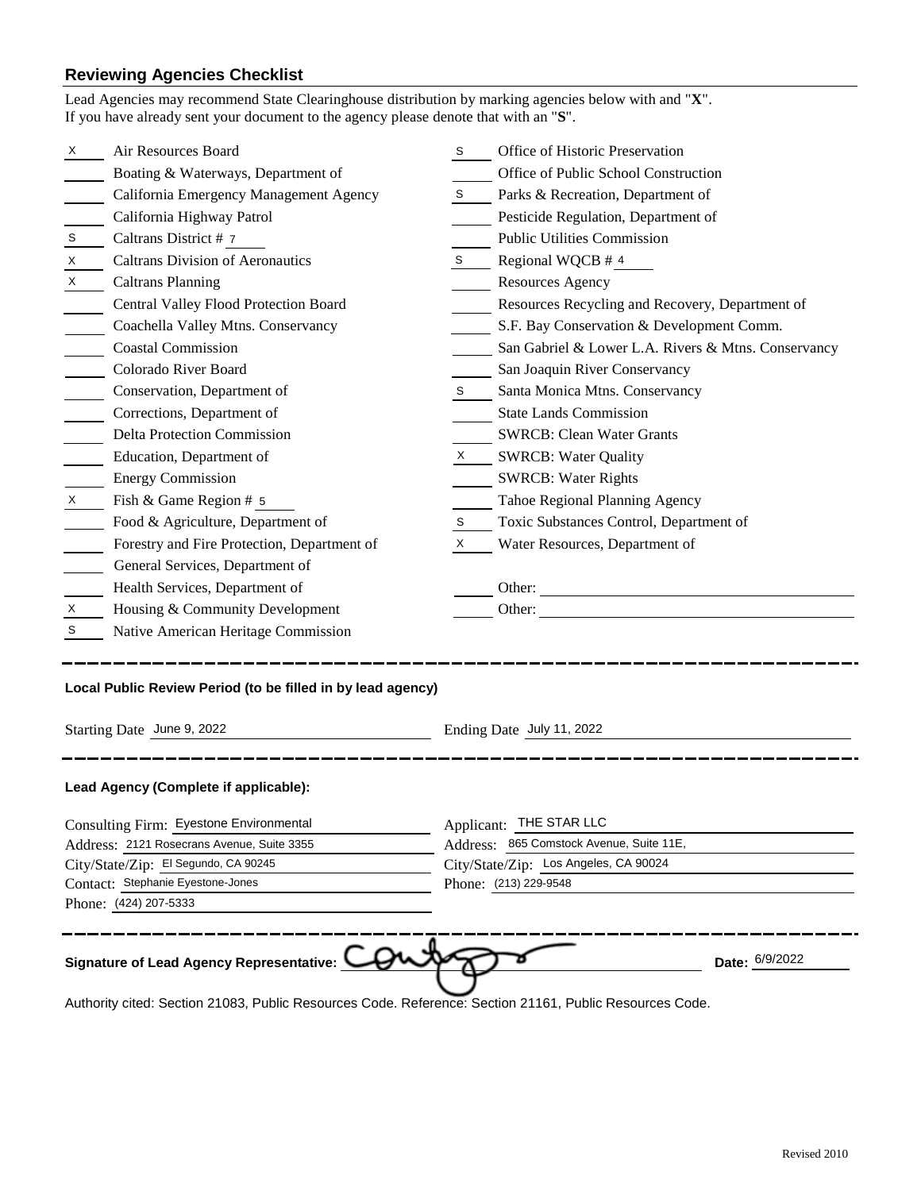## Reviewing Agencies Checklist

Lead Agencies may recommend State Clearinghouse distribution by marking agencies below with and "**X**". If you have already sent your document to the agency please denote that with an "**S**".

| | | | |
|---|---|---|---|
| X | Air Resources Board | S | Office of Historic Preservation |
| | Boating & Waterways, Department of | | Office of Public School Construction |
| | California Emergency Management Agency | S | Parks & Recreation, Department of |
| | California Highway Patrol | | Pesticide Regulation, Department of |
| S | Caltrans District # 7 | | Public Utilities Commission |
| X | Caltrans Division of Aeronautics | S | Regional WQCB # 4 |
| X | Caltrans Planning | | Resources Agency |
| | Central Valley Flood Protection Board | | Resources Recycling and Recovery, Department of |
| | Coachella Valley Mtns. Conservancy | | S.F. Bay Conservation & Development Comm. |
| | Coastal Commission | | San Gabriel & Lower L.A. Rivers & Mtns. Conservancy |
| | Colorado River Board | | San Joaquin River Conservancy |
| | Conservation, Department of | S | Santa Monica Mtns. Conservancy |
| | Corrections, Department of | | State Lands Commission |
| | Delta Protection Commission | | SWRCB: Clean Water Grants |
| | Education, Department of | X | SWRCB: Water Quality |
| | Energy Commission | | SWRCB: Water Rights |
| X | Fish & Game Region # 5 | | Tahoe Regional Planning Agency |
| | Food & Agriculture, Department of | S | Toxic Substances Control, Department of |
| | Forestry and Fire Protection, Department of | X | Water Resources, Department of |
| | General Services, Department of | | |
| | Health Services, Department of | | Other: |
| X | Housing & Community Development | | Other: |
| S | Native American Heritage Commission | | |

### Local Public Review Period (to be filled in by lead agency)

Starting Date June 9, 2022 Ending Date July 11, 2022

### Lead Agency (Complete if applicable):

Consulting Firm: Eyestone Environmental
Address: 2121 Rosecrans Avenue, Suite 3355
City/State/Zip: El Segundo, CA 90245
Contact: Stephanie Eyestone-Jones
Phone: (424) 207-5333

Applicant: THE STAR LLC
Address: 865 Comstock Avenue, Suite 11E,
City/State/Zip: Los Angeles, CA 90024
Phone: (213) 229-9548

**Signature of Lead Agency Representative:** [signature] **Date:** 6/9/2022

Authority cited: Section 21083, Public Resources Code. Reference: Section 21161, Public Resources Code.

Revised 2010